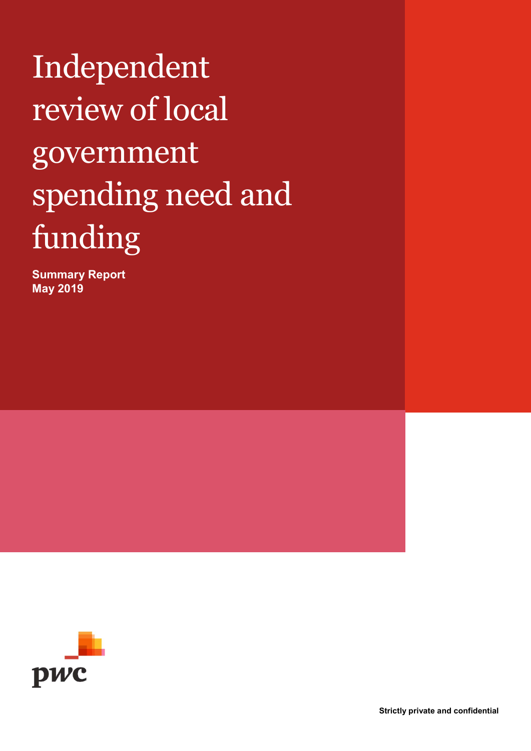# Independent review of local government spending need and funding

**Summary Report**
**May 2019**

pwc

**Strictly private and confidential**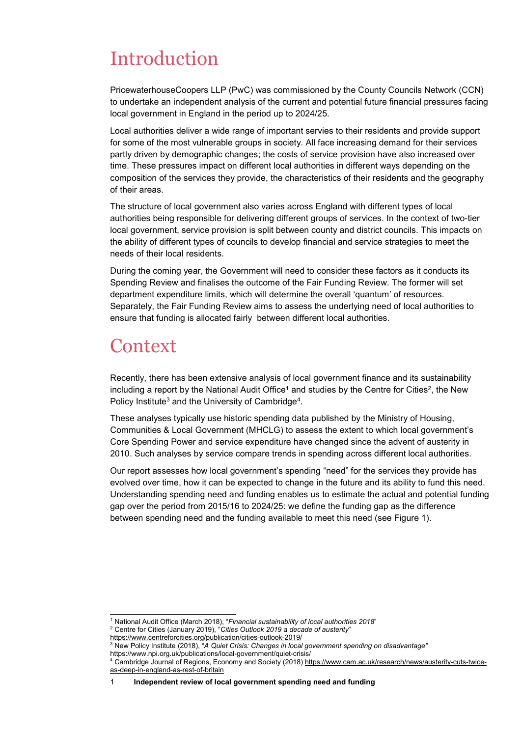# Introduction

PricewaterhouseCoopers LLP (PwC) was commissioned by the County Councils Network (CCN) to undertake an independent analysis of the current and potential future financial pressures facing local government in England in the period up to 2024/25.

Local authorities deliver a wide range of important servies to their residents and provide support for some of the most vulnerable groups in society. All face increasing demand for their services partly driven by demographic changes; the costs of service provision have also increased over time. These pressures impact on different local authorities in different ways depending on the composition of the services they provide, the characteristics of their residents and the geography of their areas.

The structure of local government also varies across England with different types of local authorities being responsible for delivering different groups of services. In the context of two-tier local government, service provision is split between county and district councils. This impacts on the ability of different types of councils to develop financial and service strategies to meet the needs of their local residents.

During the coming year, the Government will need to consider these factors as it conducts its Spending Review and finalises the outcome of the Fair Funding Review. The former will set department expenditure limits, which will determine the overall 'quantum' of resources. Separately, the Fair Funding Review aims to assess the underlying need of local authorities to ensure that funding is allocated fairly between different local authorities.

# Context

Recently, there has been extensive analysis of local government finance and its sustainability including a report by the National Audit Office[1] and studies by the Centre for Cities[2], the New Policy Institute[3] and the University of Cambridge[4].

These analyses typically use historic spending data published by the Ministry of Housing, Communities & Local Government (MHCLG) to assess the extent to which local government's Core Spending Power and service expenditure have changed since the advent of austerity in 2010. Such analyses by service compare trends in spending across different local authorities.

Our report assesses how local government's spending "need" for the services they provide has evolved over time, how it can be expected to change in the future and its ability to fund this need. Understanding spending need and funding enables us to estimate the actual and potential funding gap over the period from 2015/16 to 2024/25: we define the funding gap as the difference between spending need and the funding available to meet this need (see Figure 1).

---

[1] National Audit Office (March 2018), "*Financial sustainability of local authorities 2018*"

[2] Centre for Cities (January 2019), "*Cities Outlook 2019 a decade of austerity*" https://www.centreforcities.org/publication/cities-outlook-2019/

[3] New Policy Institute (2018), "*A Quiet Crisis: Changes in local government spending on disadvantage"* https://www.npi.org.uk/publications/local-government/quiet-crisis/

[4] Cambridge Journal of Regions, Economy and Society (2018) https://www.cam.ac.uk/research/news/austerity-cuts-twice-as-deep-in-england-as-rest-of-britain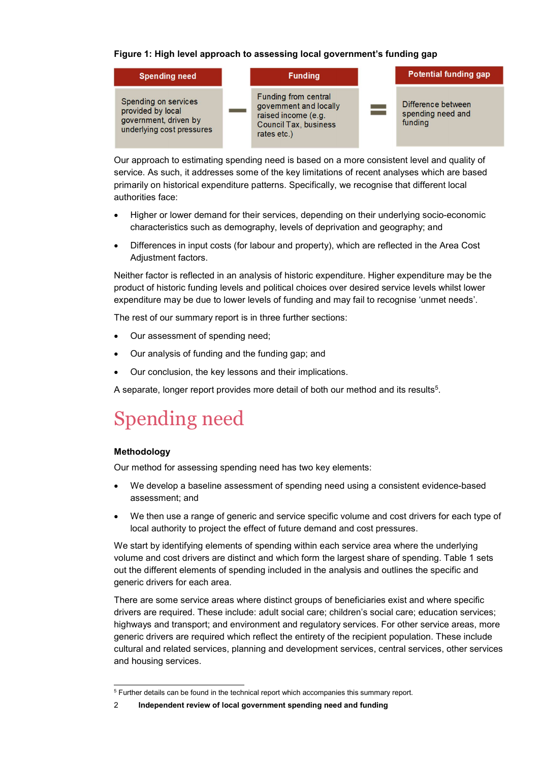**Figure 1: High level approach to assessing local government's funding gap**

| Spending need | | Funding | | Potential funding gap |
|---|---|---|---|---|
| Spending on services provided by local government, driven by underlying cost pressures | − | Funding from central government and locally raised income (e.g. Council Tax, business rates etc.) | = | Difference between spending need and funding |

Our approach to estimating spending need is based on a more consistent level and quality of service. As such, it addresses some of the key limitations of recent analyses which are based primarily on historical expenditure patterns. Specifically, we recognise that different local authorities face:

- Higher or lower demand for their services, depending on their underlying socio-economic characteristics such as demography, levels of deprivation and geography; and
- Differences in input costs (for labour and property), which are reflected in the Area Cost Adjustment factors.

Neither factor is reflected in an analysis of historic expenditure. Higher expenditure may be the product of historic funding levels and political choices over desired service levels whilst lower expenditure may be due to lower levels of funding and may fail to recognise 'unmet needs'.

The rest of our summary report is in three further sections:

- Our assessment of spending need;
- Our analysis of funding and the funding gap; and
- Our conclusion, the key lessons and their implications.

A separate, longer report provides more detail of both our method and its results[5].

# Spending need

### Methodology

Our method for assessing spending need has two key elements:

- We develop a baseline assessment of spending need using a consistent evidence-based assessment; and
- We then use a range of generic and service specific volume and cost drivers for each type of local authority to project the effect of future demand and cost pressures.

We start by identifying elements of spending within each service area where the underlying volume and cost drivers are distinct and which form the largest share of spending. Table 1 sets out the different elements of spending included in the analysis and outlines the specific and generic drivers for each area.

There are some service areas where distinct groups of beneficiaries exist and where specific drivers are required. These include: adult social care; children's social care; education services; highways and transport; and environment and regulatory services. For other service areas, more generic drivers are required which reflect the entirety of the recipient population. These include cultural and related services, planning and development services, central services, other services and housing services.

[5] Further details can be found in the technical report which accompanies this summary report.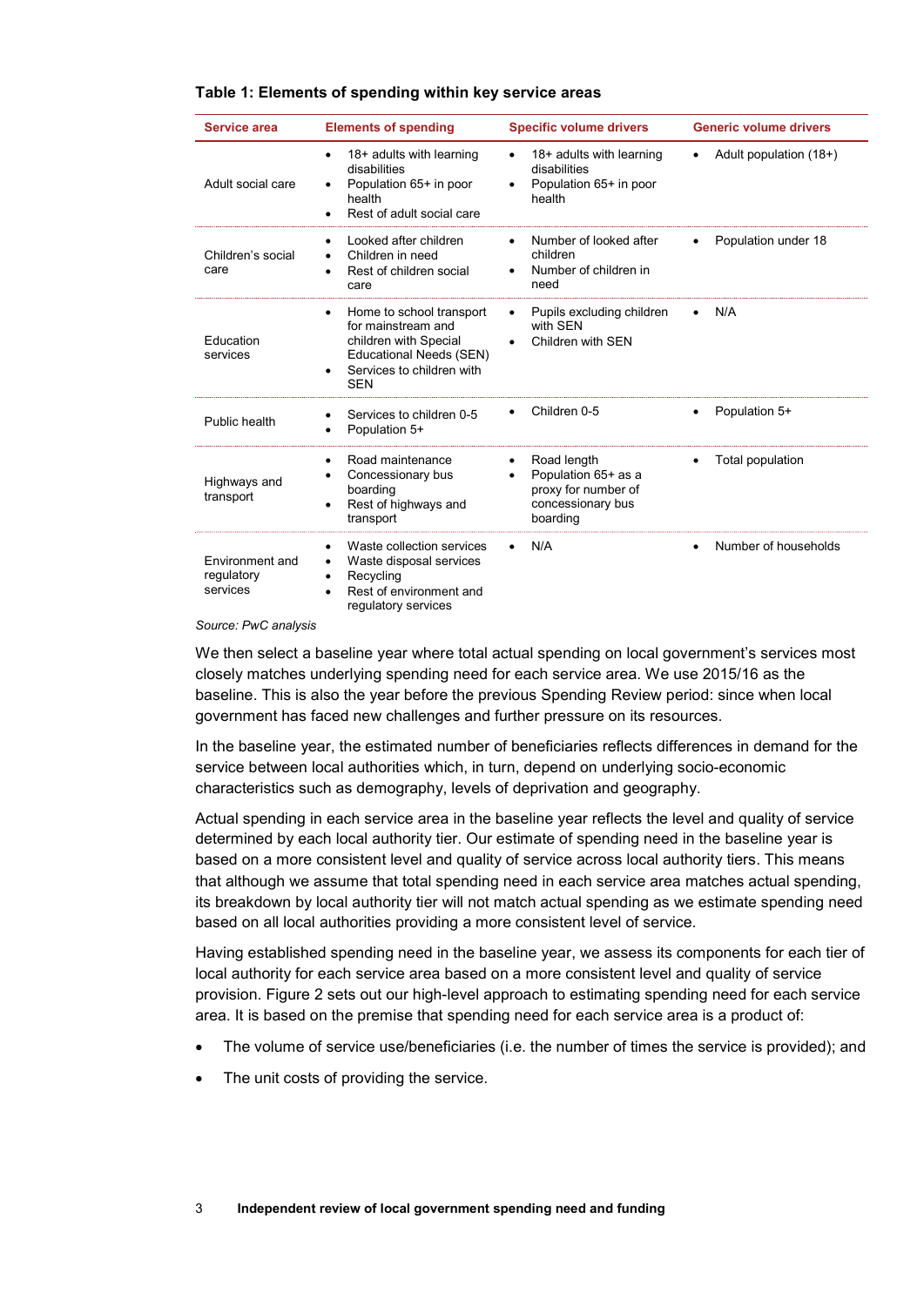**Table 1: Elements of spending within key service areas**

| Service area | Elements of spending | Specific volume drivers | Generic volume drivers |
|---|---|---|---|
| Adult social care | • 18+ adults with learning disabilities<br>• Population 65+ in poor health<br>• Rest of adult social care | • 18+ adults with learning disabilities<br>• Population 65+ in poor health | • Adult population (18+) |
| Children's social care | • Looked after children<br>• Children in need<br>• Rest of children social care | • Number of looked after children<br>• Number of children in need | • Population under 18 |
| Education services | • Home to school transport for mainstream and children with Special Educational Needs (SEN)<br>• Services to children with SEN | • Pupils excluding children with SEN<br>• Children with SEN | • N/A |
| Public health | • Services to children 0-5<br>• Population 5+ | • Children 0-5 | • Population 5+ |
| Highways and transport | • Road maintenance<br>• Concessionary bus boarding<br>• Rest of highways and transport | • Road length<br>• Population 65+ as a proxy for number of concessionary bus boarding | • Total population |
| Environment and regulatory services | • Waste collection services<br>• Waste disposal services<br>• Recycling<br>• Rest of environment and regulatory services | • N/A | • Number of households |

*Source: PwC analysis*

We then select a baseline year where total actual spending on local government's services most closely matches underlying spending need for each service area. We use 2015/16 as the baseline. This is also the year before the previous Spending Review period: since when local government has faced new challenges and further pressure on its resources.

In the baseline year, the estimated number of beneficiaries reflects differences in demand for the service between local authorities which, in turn, depend on underlying socio-economic characteristics such as demography, levels of deprivation and geography.

Actual spending in each service area in the baseline year reflects the level and quality of service determined by each local authority tier. Our estimate of spending need in the baseline year is based on a more consistent level and quality of service across local authority tiers. This means that although we assume that total spending need in each service area matches actual spending, its breakdown by local authority tier will not match actual spending as we estimate spending need based on all local authorities providing a more consistent level of service.

Having established spending need in the baseline year, we assess its components for each tier of local authority for each service area based on a more consistent level and quality of service provision. Figure 2 sets out our high-level approach to estimating spending need for each service area. It is based on the premise that spending need for each service area is a product of:

- The volume of service use/beneficiaries (i.e. the number of times the service is provided); and
- The unit costs of providing the service.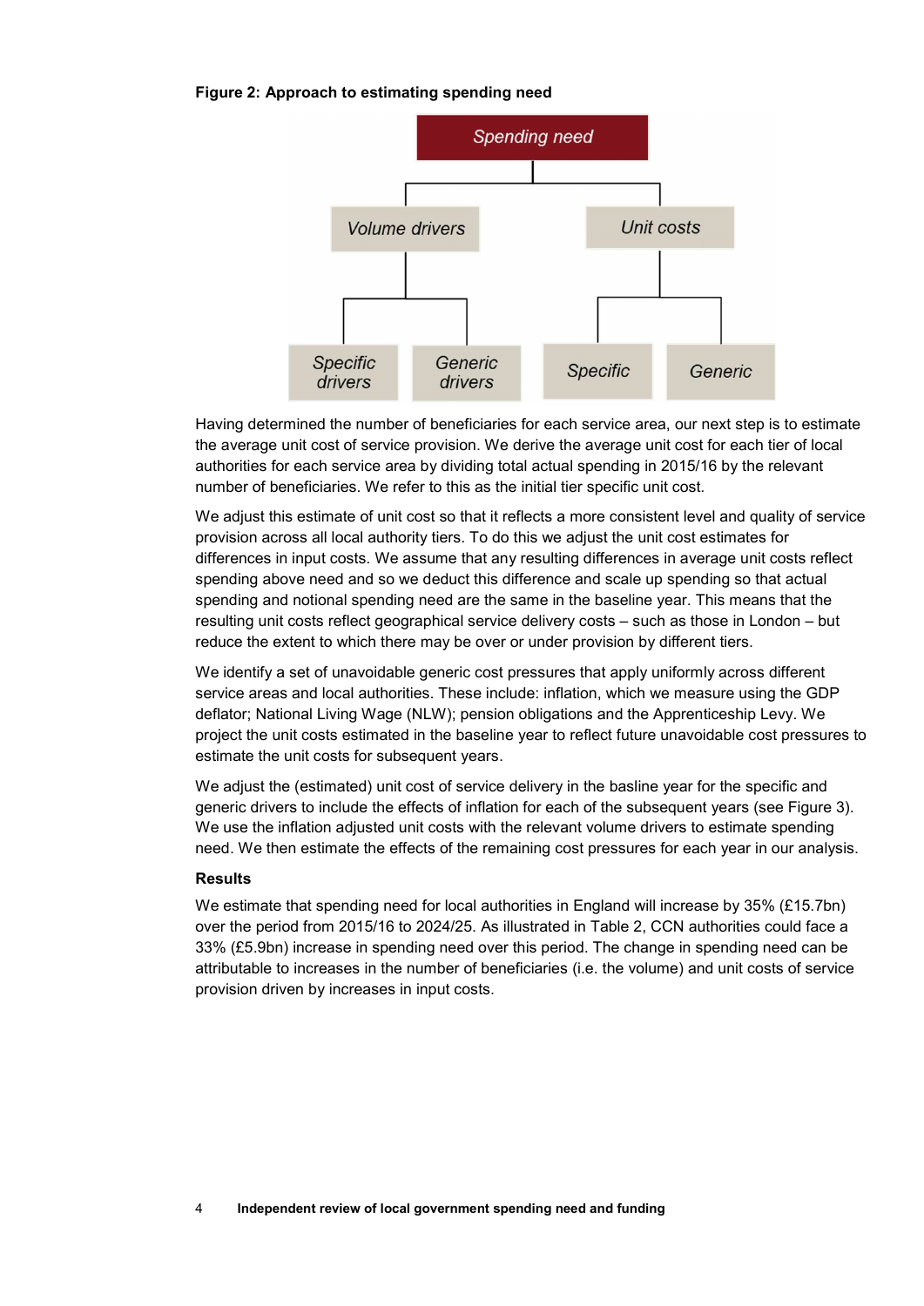**Figure 2: Approach to estimating spending need**

Having determined the number of beneficiaries for each service area, our next step is to estimate the average unit cost of service provision. We derive the average unit cost for each tier of local authorities for each service area by dividing total actual spending in 2015/16 by the relevant number of beneficiaries. We refer to this as the initial tier specific unit cost.

We adjust this estimate of unit cost so that it reflects a more consistent level and quality of service provision across all local authority tiers. To do this we adjust the unit cost estimates for differences in input costs. We assume that any resulting differences in average unit costs reflect spending above need and so we deduct this difference and scale up spending so that actual spending and notional spending need are the same in the baseline year. This means that the resulting unit costs reflect geographical service delivery costs – such as those in London – but reduce the extent to which there may be over or under provision by different tiers.

We identify a set of unavoidable generic cost pressures that apply uniformly across different service areas and local authorities. These include: inflation, which we measure using the GDP deflator; National Living Wage (NLW); pension obligations and the Apprenticeship Levy. We project the unit costs estimated in the baseline year to reflect future unavoidable cost pressures to estimate the unit costs for subsequent years.

We adjust the (estimated) unit cost of service delivery in the basline year for the specific and generic drivers to include the effects of inflation for each of the subsequent years (see Figure 3). We use the inflation adjusted unit costs with the relevant volume drivers to estimate spending need. We then estimate the effects of the remaining cost pressures for each year in our analysis.

**Results**

We estimate that spending need for local authorities in England will increase by 35% (£15.7bn) over the period from 2015/16 to 2024/25. As illustrated in Table 2, CCN authorities could face a 33% (£5.9bn) increase in spending need over this period. The change in spending need can be attributable to increases in the number of beneficiaries (i.e. the volume) and unit costs of service provision driven by increases in input costs.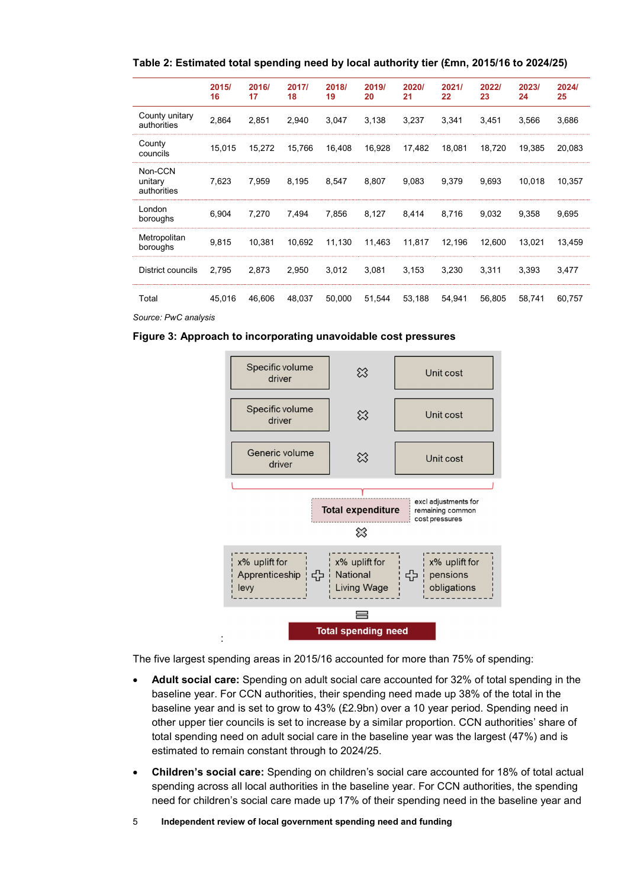**Table 2: Estimated total spending need by local authority tier (£mn, 2015/16 to 2024/25)**

| | 2015/16 | 2016/17 | 2017/18 | 2018/19 | 2019/20 | 2020/21 | 2021/22 | 2022/23 | 2023/24 | 2024/25 |
|---|---|---|---|---|---|---|---|---|---|---|
| County unitary authorities | 2,864 | 2,851 | 2,940 | 3,047 | 3,138 | 3,237 | 3,341 | 3,451 | 3,566 | 3,686 |
| County councils | 15,015 | 15,272 | 15,766 | 16,408 | 16,928 | 17,482 | 18,081 | 18,720 | 19,385 | 20,083 |
| Non-CCN unitary authorities | 7,623 | 7,959 | 8,195 | 8,547 | 8,807 | 9,083 | 9,379 | 9,693 | 10,018 | 10,357 |
| London boroughs | 6,904 | 7,270 | 7,494 | 7,856 | 8,127 | 8,414 | 8,716 | 9,032 | 9,358 | 9,695 |
| Metropolitan boroughs | 9,815 | 10,381 | 10,692 | 11,130 | 11,463 | 11,817 | 12,196 | 12,600 | 13,021 | 13,459 |
| District councils | 2,795 | 2,873 | 2,950 | 3,012 | 3,081 | 3,153 | 3,230 | 3,311 | 3,393 | 3,477 |
| Total | 45,016 | 46,606 | 48,037 | 50,000 | 51,544 | 53,188 | 54,941 | 56,805 | 58,741 | 60,757 |

*Source: PwC analysis*

**Figure 3: Approach to incorporating unavoidable cost pressures**

Specific volume driver ⊗ Unit cost

Specific volume driver ⊗ Unit cost

Generic volume driver ⊗ Unit cost

Total expenditure (excl adjustments for remaining common cost pressures)

⊗

x% uplift for Apprenticeship levy + x% uplift for National Living Wage + x% uplift for pensions obligations

=

Total spending need

The five largest spending areas in 2015/16 accounted for more than 75% of spending:

- **Adult social care:** Spending on adult social care accounted for 32% of total spending in the baseline year. For CCN authorities, their spending need made up 38% of the total in the baseline year and is set to grow to 43% (£2.9bn) over a 10 year period. Spending need in other upper tier councils is set to increase by a similar proportion. CCN authorities' share of total spending need on adult social care in the baseline year was the largest (47%) and is estimated to remain constant through to 2024/25.
- **Children's social care:** Spending on children's social care accounted for 18% of total actual spending across all local authorities in the baseline year. For CCN authorities, the spending need for children's social care made up 17% of their spending need in the baseline year and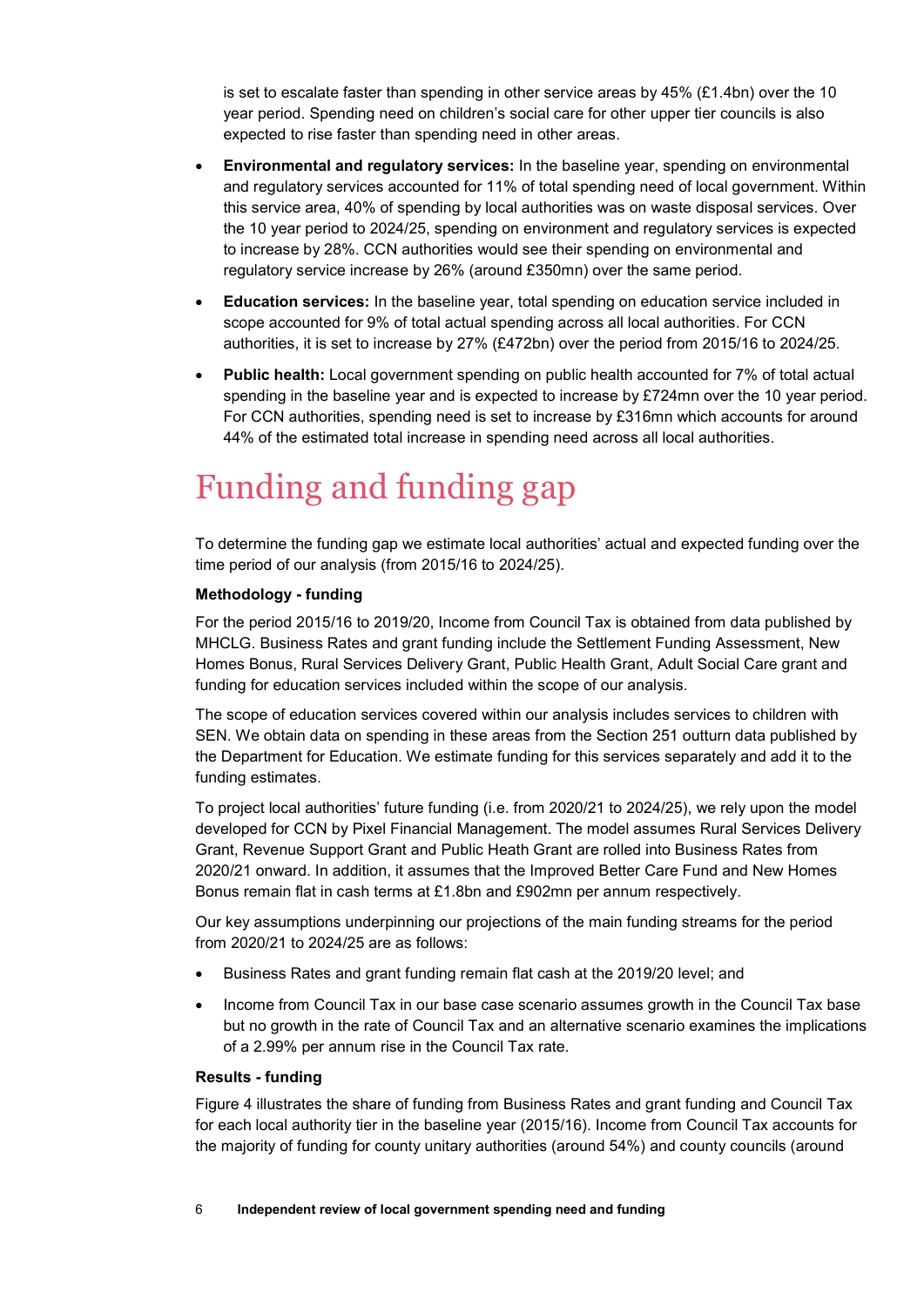is set to escalate faster than spending in other service areas by 45% (£1.4bn) over the 10 year period. Spending need on children's social care for other upper tier councils is also expected to rise faster than spending need in other areas.

- **Environmental and regulatory services:** In the baseline year, spending on environmental and regulatory services accounted for 11% of total spending need of local government. Within this service area, 40% of spending by local authorities was on waste disposal services. Over the 10 year period to 2024/25, spending on environment and regulatory services is expected to increase by 28%. CCN authorities would see their spending on environmental and regulatory service increase by 26% (around £350mn) over the same period.
- **Education services:** In the baseline year, total spending on education service included in scope accounted for 9% of total actual spending across all local authorities. For CCN authorities, it is set to increase by 27% (£472bn) over the period from 2015/16 to 2024/25.
- **Public health:** Local government spending on public health accounted for 7% of total actual spending in the baseline year and is expected to increase by £724mn over the 10 year period. For CCN authorities, spending need is set to increase by £316mn which accounts for around 44% of the estimated total increase in spending need across all local authorities.

# Funding and funding gap

To determine the funding gap we estimate local authorities' actual and expected funding over the time period of our analysis (from 2015/16 to 2024/25).

**Methodology - funding**

For the period 2015/16 to 2019/20, Income from Council Tax is obtained from data published by MHCLG. Business Rates and grant funding include the Settlement Funding Assessment, New Homes Bonus, Rural Services Delivery Grant, Public Health Grant, Adult Social Care grant and funding for education services included within the scope of our analysis.

The scope of education services covered within our analysis includes services to children with SEN. We obtain data on spending in these areas from the Section 251 outturn data published by the Department for Education. We estimate funding for this services separately and add it to the funding estimates.

To project local authorities' future funding (i.e. from 2020/21 to 2024/25), we rely upon the model developed for CCN by Pixel Financial Management. The model assumes Rural Services Delivery Grant, Revenue Support Grant and Public Heath Grant are rolled into Business Rates from 2020/21 onward. In addition, it assumes that the Improved Better Care Fund and New Homes Bonus remain flat in cash terms at £1.8bn and £902mn per annum respectively.

Our key assumptions underpinning our projections of the main funding streams for the period from 2020/21 to 2024/25 are as follows:

- Business Rates and grant funding remain flat cash at the 2019/20 level; and
- Income from Council Tax in our base case scenario assumes growth in the Council Tax base but no growth in the rate of Council Tax and an alternative scenario examines the implications of a 2.99% per annum rise in the Council Tax rate.

**Results - funding**

Figure 4 illustrates the share of funding from Business Rates and grant funding and Council Tax for each local authority tier in the baseline year (2015/16). Income from Council Tax accounts for the majority of funding for county unitary authorities (around 54%) and county councils (around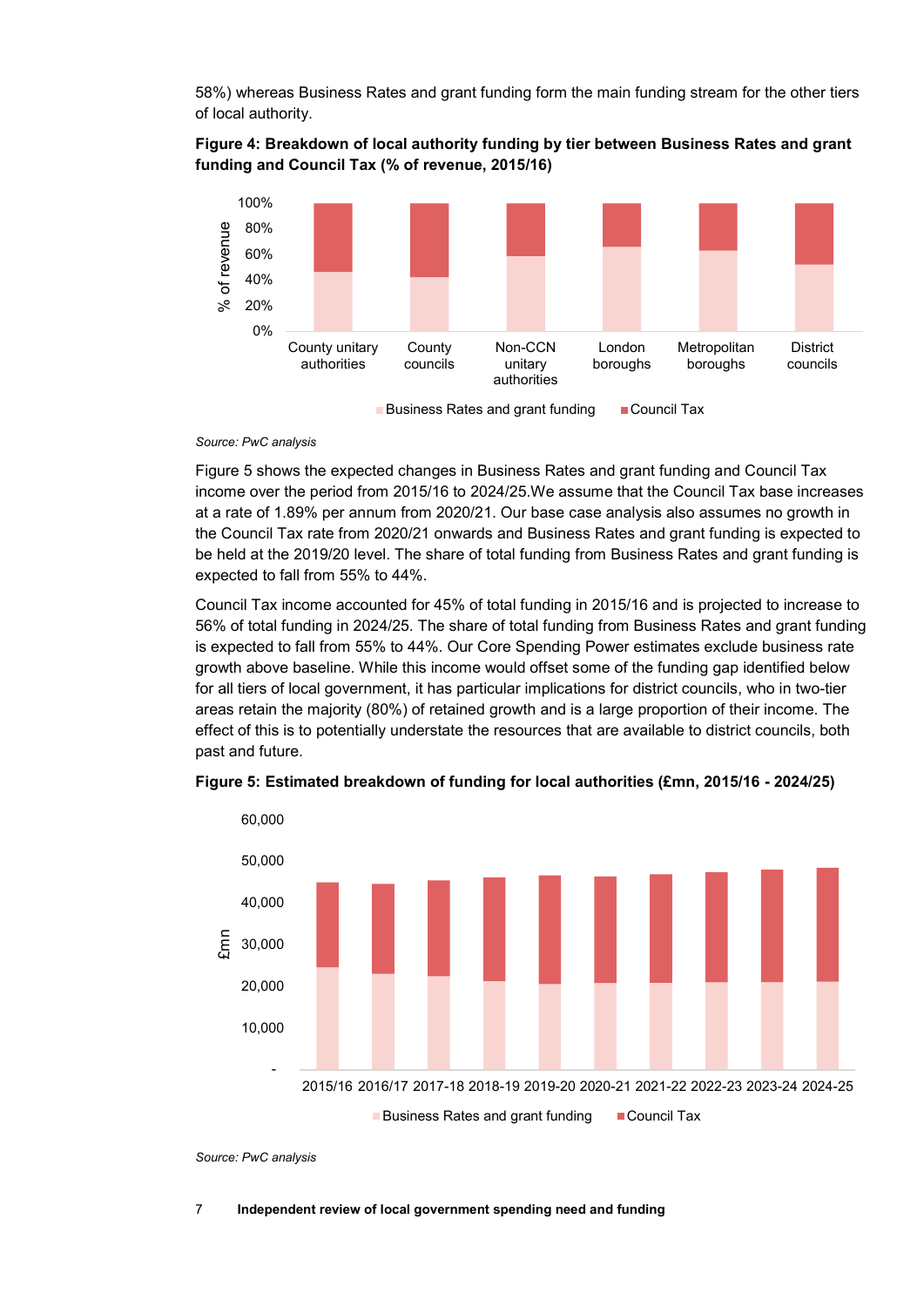58%) whereas Business Rates and grant funding form the main funding stream for the other tiers of local authority.

**Figure 4: Breakdown of local authority funding by tier between Business Rates and grant funding and Council Tax (% of revenue, 2015/16)**

*Source: PwC analysis*

Figure 5 shows the expected changes in Business Rates and grant funding and Council Tax income over the period from 2015/16 to 2024/25.We assume that the Council Tax base increases at a rate of 1.89% per annum from 2020/21. Our base case analysis also assumes no growth in the Council Tax rate from 2020/21 onwards and Business Rates and grant funding is expected to be held at the 2019/20 level. The share of total funding from Business Rates and grant funding is expected to fall from 55% to 44%.

Council Tax income accounted for 45% of total funding in 2015/16 and is projected to increase to 56% of total funding in 2024/25. The share of total funding from Business Rates and grant funding is expected to fall from 55% to 44%. Our Core Spending Power estimates exclude business rate growth above baseline. While this income would offset some of the funding gap identified below for all tiers of local government, it has particular implications for district councils, who in two-tier areas retain the majority (80%) of retained growth and is a large proportion of their income. The effect of this is to potentially understate the resources that are available to district councils, both past and future.

**Figure 5: Estimated breakdown of funding for local authorities (£mn, 2015/16 - 2024/25)**

*Source: PwC analysis*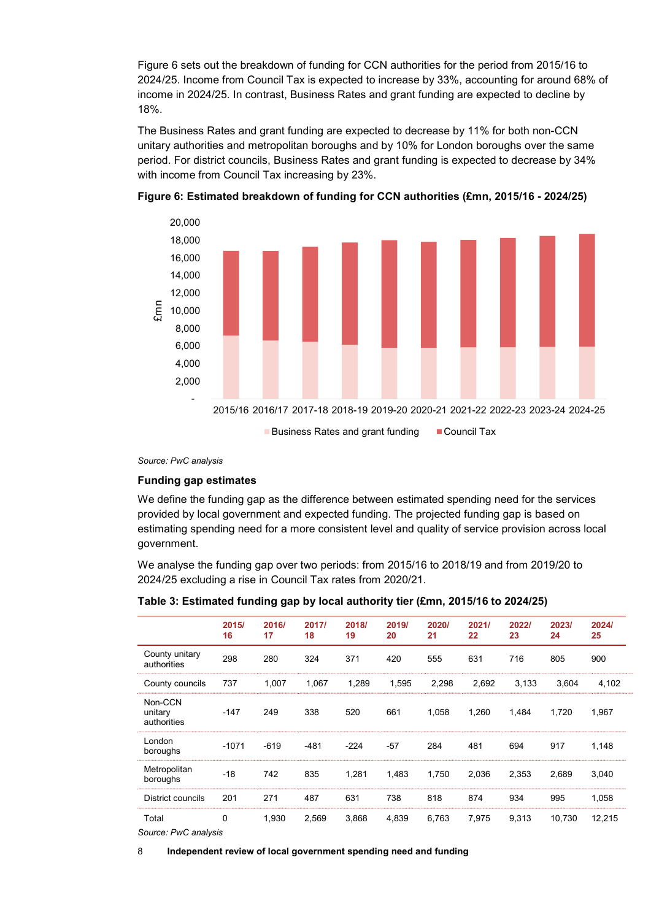Figure 6 sets out the breakdown of funding for CCN authorities for the period from 2015/16 to 2024/25. Income from Council Tax is expected to increase by 33%, accounting for around 68% of income in 2024/25. In contrast, Business Rates and grant funding are expected to decline by 18%.

The Business Rates and grant funding are expected to decrease by 11% for both non-CCN unitary authorities and metropolitan boroughs and by 10% for London boroughs over the same period. For district councils, Business Rates and grant funding is expected to decrease by 34% with income from Council Tax increasing by 23%.

**Figure 6: Estimated breakdown of funding for CCN authorities (£mn, 2015/16 - 2024/25)**

*Source: PwC analysis*

### Funding gap estimates

We define the funding gap as the difference between estimated spending need for the services provided by local government and expected funding. The projected funding gap is based on estimating spending need for a more consistent level and quality of service provision across local government.

We analyse the funding gap over two periods: from 2015/16 to 2018/19 and from 2019/20 to 2024/25 excluding a rise in Council Tax rates from 2020/21.

**Table 3: Estimated funding gap by local authority tier (£mn, 2015/16 to 2024/25)**

| | 2015/16 | 2016/17 | 2017/18 | 2018/19 | 2019/20 | 2020/21 | 2021/22 | 2022/23 | 2023/24 | 2024/25 |
|---|---|---|---|---|---|---|---|---|---|---|
| County unitary authorities | 298 | 280 | 324 | 371 | 420 | 555 | 631 | 716 | 805 | 900 |
| County councils | 737 | 1,007 | 1,067 | 1,289 | 1,595 | 2,298 | 2,692 | 3,133 | 3,604 | 4,102 |
| Non-CCN unitary authorities | -147 | 249 | 338 | 520 | 661 | 1,058 | 1,260 | 1,484 | 1,720 | 1,967 |
| London boroughs | -1071 | -619 | -481 | -224 | -57 | 284 | 481 | 694 | 917 | 1,148 |
| Metropolitan boroughs | -18 | 742 | 835 | 1,281 | 1,483 | 1,750 | 2,036 | 2,353 | 2,689 | 3,040 |
| District councils | 201 | 271 | 487 | 631 | 738 | 818 | 874 | 934 | 995 | 1,058 |
| Total | 0 | 1,930 | 2,569 | 3,868 | 4,839 | 6,763 | 7,975 | 9,313 | 10,730 | 12,215 |

*Source: PwC analysis*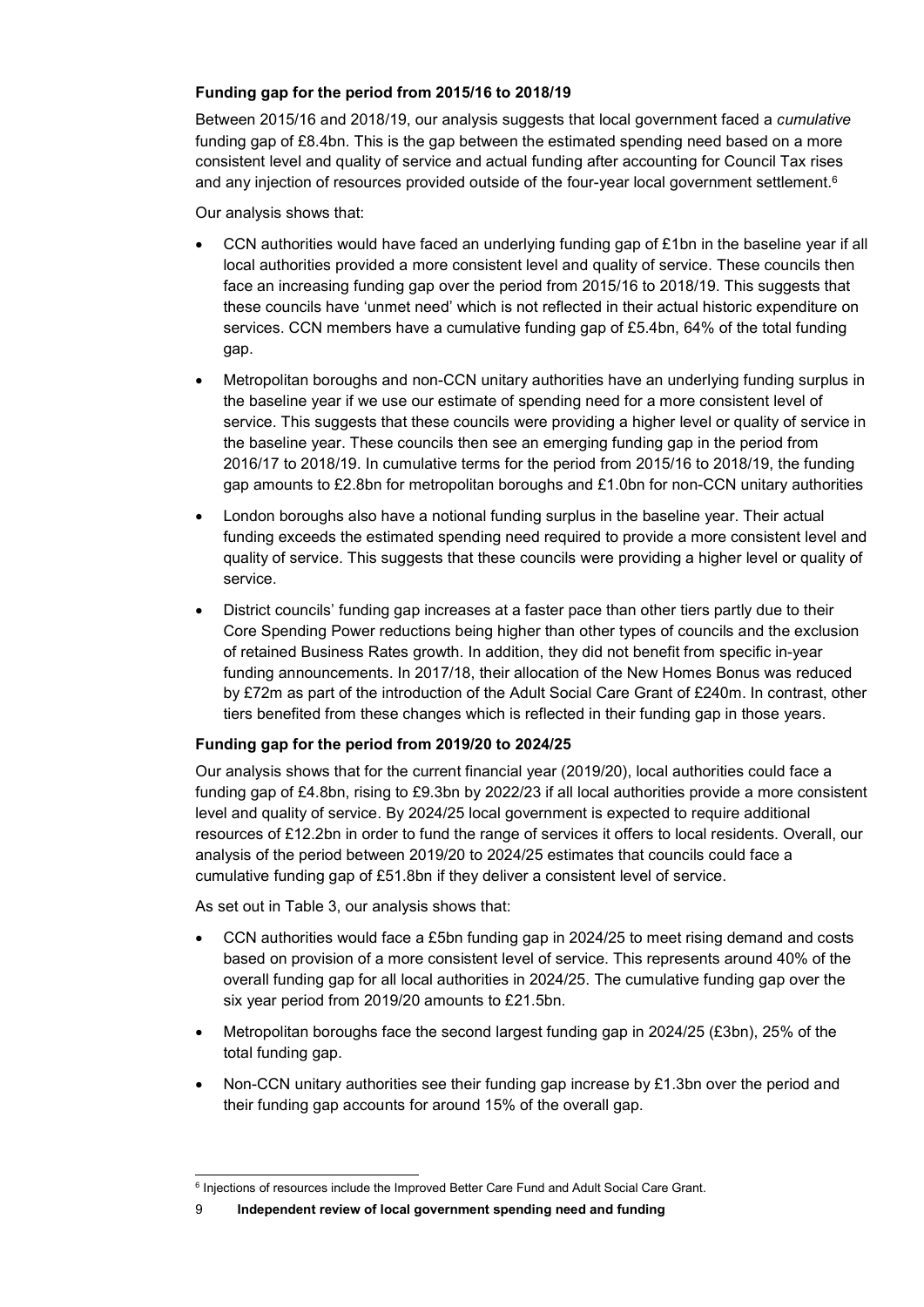**Funding gap for the period from 2015/16 to 2018/19**

Between 2015/16 and 2018/19, our analysis suggests that local government faced a *cumulative* funding gap of £8.4bn. This is the gap between the estimated spending need based on a more consistent level and quality of service and actual funding after accounting for Council Tax rises and any injection of resources provided outside of the four-year local government settlement.[6]

Our analysis shows that:

- CCN authorities would have faced an underlying funding gap of £1bn in the baseline year if all local authorities provided a more consistent level and quality of service. These councils then face an increasing funding gap over the period from 2015/16 to 2018/19. This suggests that these councils have 'unmet need' which is not reflected in their actual historic expenditure on services. CCN members have a cumulative funding gap of £5.4bn, 64% of the total funding gap.
- Metropolitan boroughs and non-CCN unitary authorities have an underlying funding surplus in the baseline year if we use our estimate of spending need for a more consistent level of service. This suggests that these councils were providing a higher level or quality of service in the baseline year. These councils then see an emerging funding gap in the period from 2016/17 to 2018/19. In cumulative terms for the period from 2015/16 to 2018/19, the funding gap amounts to £2.8bn for metropolitan boroughs and £1.0bn for non-CCN unitary authorities
- London boroughs also have a notional funding surplus in the baseline year. Their actual funding exceeds the estimated spending need required to provide a more consistent level and quality of service. This suggests that these councils were providing a higher level or quality of service.
- District councils' funding gap increases at a faster pace than other tiers partly due to their Core Spending Power reductions being higher than other types of councils and the exclusion of retained Business Rates growth. In addition, they did not benefit from specific in-year funding announcements. In 2017/18, their allocation of the New Homes Bonus was reduced by £72m as part of the introduction of the Adult Social Care Grant of £240m. In contrast, other tiers benefited from these changes which is reflected in their funding gap in those years.

**Funding gap for the period from 2019/20 to 2024/25**

Our analysis shows that for the current financial year (2019/20), local authorities could face a funding gap of £4.8bn, rising to £9.3bn by 2022/23 if all local authorities provide a more consistent level and quality of service. By 2024/25 local government is expected to require additional resources of £12.2bn in order to fund the range of services it offers to local residents. Overall, our analysis of the period between 2019/20 to 2024/25 estimates that councils could face a cumulative funding gap of £51.8bn if they deliver a consistent level of service.

As set out in Table 3, our analysis shows that:

- CCN authorities would face a £5bn funding gap in 2024/25 to meet rising demand and costs based on provision of a more consistent level of service. This represents around 40% of the overall funding gap for all local authorities in 2024/25. The cumulative funding gap over the six year period from 2019/20 amounts to £21.5bn.
- Metropolitan boroughs face the second largest funding gap in 2024/25 (£3bn), 25% of the total funding gap.
- Non-CCN unitary authorities see their funding gap increase by £1.3bn over the period and their funding gap accounts for around 15% of the overall gap.

[6] Injections of resources include the Improved Better Care Fund and Adult Social Care Grant.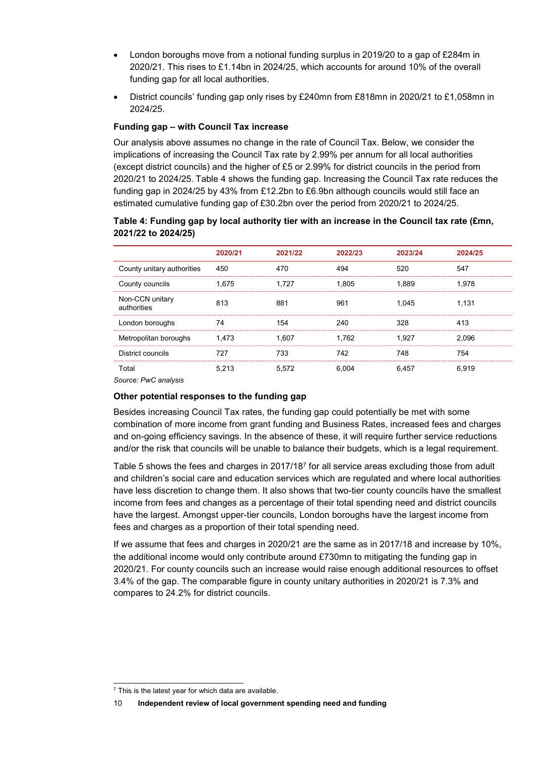- London boroughs move from a notional funding surplus in 2019/20 to a gap of £284m in 2020/21. This rises to £1.14bn in 2024/25, which accounts for around 10% of the overall funding gap for all local authorities.
- District councils' funding gap only rises by £240mn from £818mn in 2020/21 to £1,058mn in 2024/25.

**Funding gap – with Council Tax increase**

Our analysis above assumes no change in the rate of Council Tax. Below, we consider the implications of increasing the Council Tax rate by 2.99% per annum for all local authorities (except district councils) and the higher of £5 or 2.99% for district councils in the period from 2020/21 to 2024/25. Table 4 shows the funding gap. Increasing the Council Tax rate reduces the funding gap in 2024/25 by 43% from £12.2bn to £6.9bn although councils would still face an estimated cumulative funding gap of £30.2bn over the period from 2020/21 to 2024/25.

**Table 4: Funding gap by local authority tier with an increase in the Council tax rate (£mn, 2021/22 to 2024/25)**

| | 2020/21 | 2021/22 | 2022/23 | 2023/24 | 2024/25 |
|---|---|---|---|---|---|
| County unitary authorities | 450 | 470 | 494 | 520 | 547 |
| County councils | 1,675 | 1,727 | 1,805 | 1,889 | 1,978 |
| Non-CCN unitary authorities | 813 | 881 | 961 | 1,045 | 1,131 |
| London boroughs | 74 | 154 | 240 | 328 | 413 |
| Metropolitan boroughs | 1,473 | 1,607 | 1,762 | 1,927 | 2,096 |
| District councils | 727 | 733 | 742 | 748 | 754 |
| Total | 5,213 | 5,572 | 6,004 | 6,457 | 6,919 |

*Source: PwC analysis*

**Other potential responses to the funding gap**

Besides increasing Council Tax rates, the funding gap could potentially be met with some combination of more income from grant funding and Business Rates, increased fees and charges and on-going efficiency savings. In the absence of these, it will require further service reductions and/or the risk that councils will be unable to balance their budgets, which is a legal requirement.

Table 5 shows the fees and charges in 2017/18[7] for all service areas excluding those from adult and children's social care and education services which are regulated and where local authorities have less discretion to change them. It also shows that two-tier county councils have the smallest income from fees and changes as a percentage of their total spending need and district councils have the largest. Amongst upper-tier councils, London boroughs have the largest income from fees and charges as a proportion of their total spending need.

If we assume that fees and charges in 2020/21 are the same as in 2017/18 and increase by 10%, the additional income would only contribute around £730mn to mitigating the funding gap in 2020/21. For county councils such an increase would raise enough additional resources to offset 3.4% of the gap. The comparable figure in county unitary authorities in 2020/21 is 7.3% and compares to 24.2% for district councils.

[7] This is the latest year for which data are available.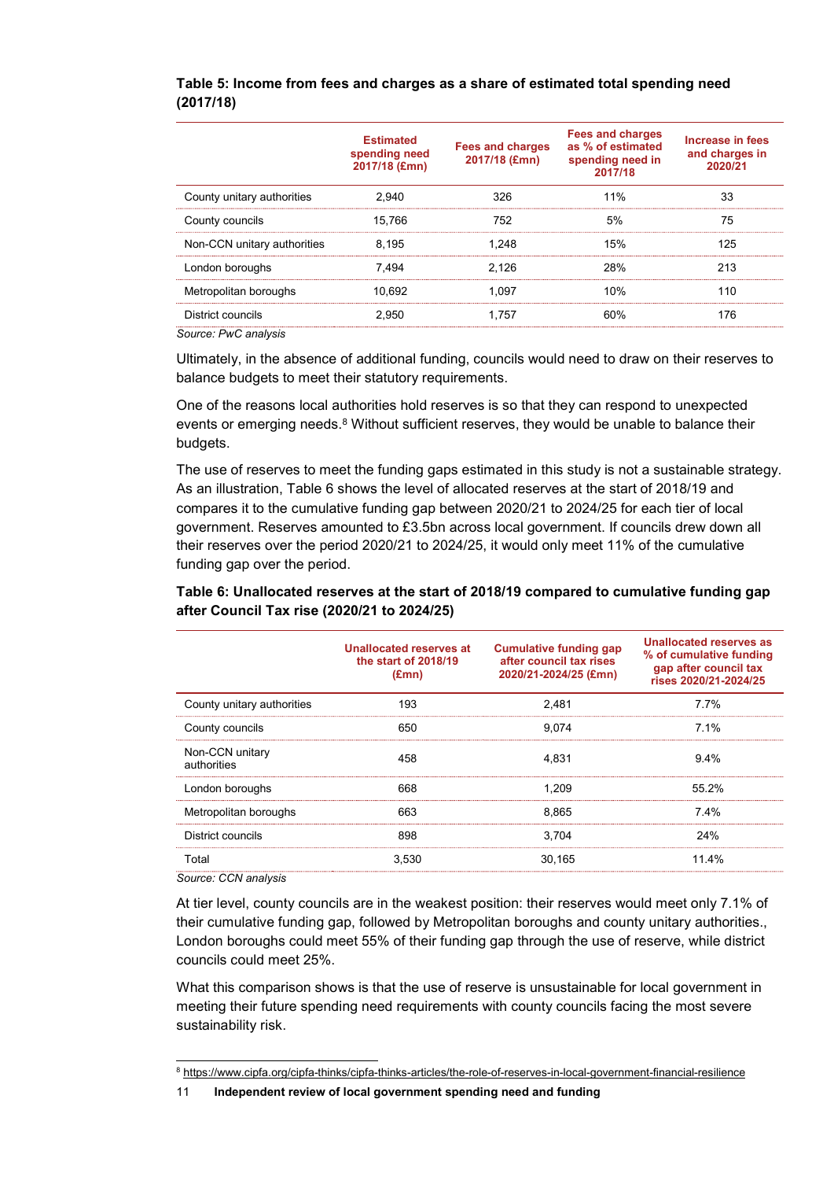**Table 5: Income from fees and charges as a share of estimated total spending need (2017/18)**

| | Estimated spending need 2017/18 (£mn) | Fees and charges 2017/18 (£mn) | Fees and charges as % of estimated spending need in 2017/18 | Increase in fees and charges in 2020/21 |
|---|---|---|---|---|
| County unitary authorities | 2,940 | 326 | 11% | 33 |
| County councils | 15,766 | 752 | 5% | 75 |
| Non-CCN unitary authorities | 8,195 | 1,248 | 15% | 125 |
| London boroughs | 7,494 | 2,126 | 28% | 213 |
| Metropolitan boroughs | 10,692 | 1,097 | 10% | 110 |
| District councils | 2,950 | 1,757 | 60% | 176 |

*Source: PwC analysis*

Ultimately, in the absence of additional funding, councils would need to draw on their reserves to balance budgets to meet their statutory requirements.

One of the reasons local authorities hold reserves is so that they can respond to unexpected events or emerging needs.[8] Without sufficient reserves, they would be unable to balance their budgets.

The use of reserves to meet the funding gaps estimated in this study is not a sustainable strategy. As an illustration, Table 6 shows the level of allocated reserves at the start of 2018/19 and compares it to the cumulative funding gap between 2020/21 to 2024/25 for each tier of local government. Reserves amounted to £3.5bn across local government. If councils drew down all their reserves over the period 2020/21 to 2024/25, it would only meet 11% of the cumulative funding gap over the period.

**Table 6: Unallocated reserves at the start of 2018/19 compared to cumulative funding gap after Council Tax rise (2020/21 to 2024/25)**

| | Unallocated reserves at the start of 2018/19 (£mn) | Cumulative funding gap after council tax rises 2020/21-2024/25 (£mn) | Unallocated reserves as % of cumulative funding gap after council tax rises 2020/21-2024/25 |
|---|---|---|---|
| County unitary authorities | 193 | 2,481 | 7.7% |
| County councils | 650 | 9,074 | 7.1% |
| Non-CCN unitary authorities | 458 | 4,831 | 9.4% |
| London boroughs | 668 | 1,209 | 55.2% |
| Metropolitan boroughs | 663 | 8,865 | 7.4% |
| District councils | 898 | 3,704 | 24% |
| Total | 3,530 | 30,165 | 11.4% |

*Source: CCN analysis*

At tier level, county councils are in the weakest position: their reserves would meet only 7.1% of their cumulative funding gap, followed by Metropolitan boroughs and county unitary authorities., London boroughs could meet 55% of their funding gap through the use of reserve, while district councils could meet 25%.

What this comparison shows is that the use of reserve is unsustainable for local government in meeting their future spending need requirements with county councils facing the most severe sustainability risk.

[8] https://www.cipfa.org/cipfa-thinks/cipfa-thinks-articles/the-role-of-reserves-in-local-government-financial-resilience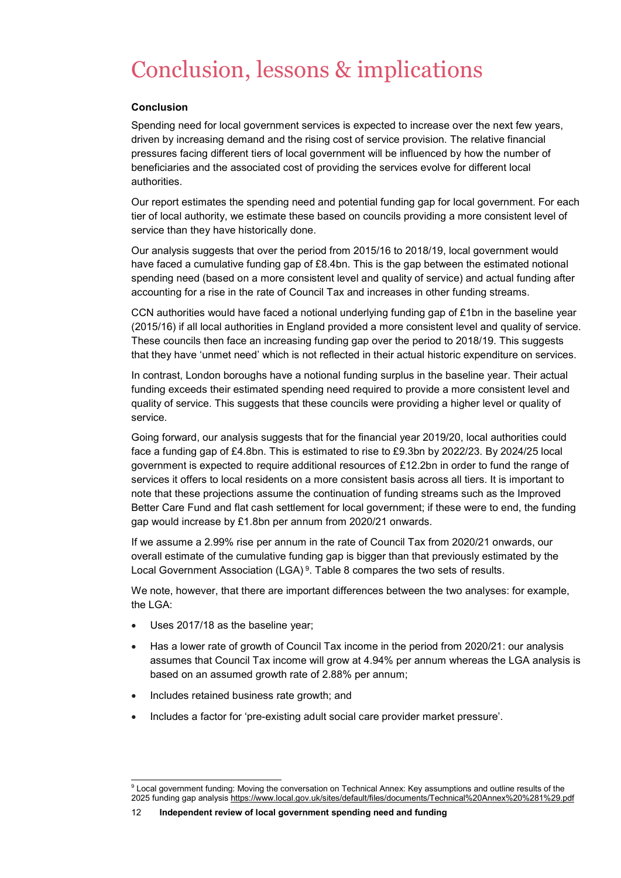# Conclusion, lessons & implications

**Conclusion**

Spending need for local government services is expected to increase over the next few years, driven by increasing demand and the rising cost of service provision. The relative financial pressures facing different tiers of local government will be influenced by how the number of beneficiaries and the associated cost of providing the services evolve for different local authorities.

Our report estimates the spending need and potential funding gap for local government. For each tier of local authority, we estimate these based on councils providing a more consistent level of service than they have historically done.

Our analysis suggests that over the period from 2015/16 to 2018/19, local government would have faced a cumulative funding gap of £8.4bn. This is the gap between the estimated notional spending need (based on a more consistent level and quality of service) and actual funding after accounting for a rise in the rate of Council Tax and increases in other funding streams.

CCN authorities would have faced a notional underlying funding gap of £1bn in the baseline year (2015/16) if all local authorities in England provided a more consistent level and quality of service. These councils then face an increasing funding gap over the period to 2018/19. This suggests that they have 'unmet need' which is not reflected in their actual historic expenditure on services.

In contrast, London boroughs have a notional funding surplus in the baseline year. Their actual funding exceeds their estimated spending need required to provide a more consistent level and quality of service. This suggests that these councils were providing a higher level or quality of service.

Going forward, our analysis suggests that for the financial year 2019/20, local authorities could face a funding gap of £4.8bn. This is estimated to rise to £9.3bn by 2022/23. By 2024/25 local government is expected to require additional resources of £12.2bn in order to fund the range of services it offers to local residents on a more consistent basis across all tiers. It is important to note that these projections assume the continuation of funding streams such as the Improved Better Care Fund and flat cash settlement for local government; if these were to end, the funding gap would increase by £1.8bn per annum from 2020/21 onwards.

If we assume a 2.99% rise per annum in the rate of Council Tax from 2020/21 onwards, our overall estimate of the cumulative funding gap is bigger than that previously estimated by the Local Government Association (LGA) [9]. Table 8 compares the two sets of results.

We note, however, that there are important differences between the two analyses: for example, the LGA:

- Uses 2017/18 as the baseline year;
- Has a lower rate of growth of Council Tax income in the period from 2020/21: our analysis assumes that Council Tax income will grow at 4.94% per annum whereas the LGA analysis is based on an assumed growth rate of 2.88% per annum;
- Includes retained business rate growth; and
- Includes a factor for 'pre-existing adult social care provider market pressure'.

[9] Local government funding: Moving the conversation on Technical Annex: Key assumptions and outline results of the 2025 funding gap analysis https://www.local.gov.uk/sites/default/files/documents/Technical%20Annex%20%281%29.pdf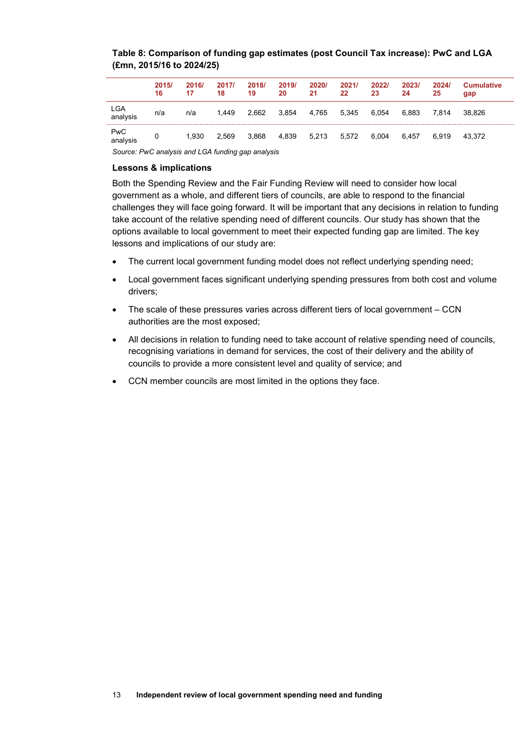**Table 8: Comparison of funding gap estimates (post Council Tax increase): PwC and LGA (£mn, 2015/16 to 2024/25)**

| | 2015/16 | 2016/17 | 2017/18 | 2018/19 | 2019/20 | 2020/21 | 2021/22 | 2022/23 | 2023/24 | 2024/25 | Cumulative gap |
|---|---|---|---|---|---|---|---|---|---|---|---|
| LGA analysis | n/a | n/a | 1,449 | 2,662 | 3,854 | 4,765 | 5,345 | 6,054 | 6,883 | 7,814 | 38,826 |
| PwC analysis | 0 | 1,930 | 2,569 | 3,868 | 4,839 | 5,213 | 5,572 | 6,004 | 6,457 | 6,919 | 43,372 |

*Source: PwC analysis and LGA funding gap analysis*

### Lessons & implications

Both the Spending Review and the Fair Funding Review will need to consider how local government as a whole, and different tiers of councils, are able to respond to the financial challenges they will face going forward. It will be important that any decisions in relation to funding take account of the relative spending need of different councils. Our study has shown that the options available to local government to meet their expected funding gap are limited. The key lessons and implications of our study are:

- The current local government funding model does not reflect underlying spending need;
- Local government faces significant underlying spending pressures from both cost and volume drivers;
- The scale of these pressures varies across different tiers of local government – CCN authorities are the most exposed;
- All decisions in relation to funding need to take account of relative spending need of councils, recognising variations in demand for services, the cost of their delivery and the ability of councils to provide a more consistent level and quality of service; and
- CCN member councils are most limited in the options they face.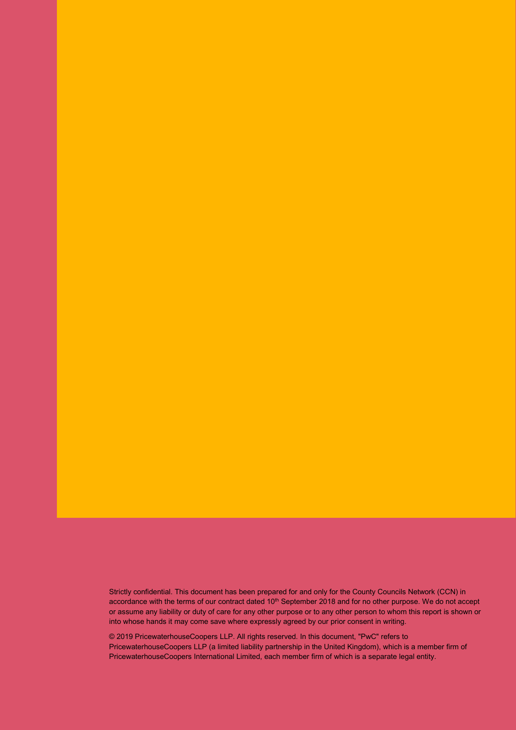Strictly confidential. This document has been prepared for and only for the County Councils Network (CCN) in accordance with the terms of our contract dated 10th September 2018 and for no other purpose. We do not accept or assume any liability or duty of care for any other purpose or to any other person to whom this report is shown or into whose hands it may come save where expressly agreed by our prior consent in writing.

© 2019 PricewaterhouseCoopers LLP. All rights reserved. In this document, "PwC" refers to PricewaterhouseCoopers LLP (a limited liability partnership in the United Kingdom), which is a member firm of PricewaterhouseCoopers International Limited, each member firm of which is a separate legal entity.